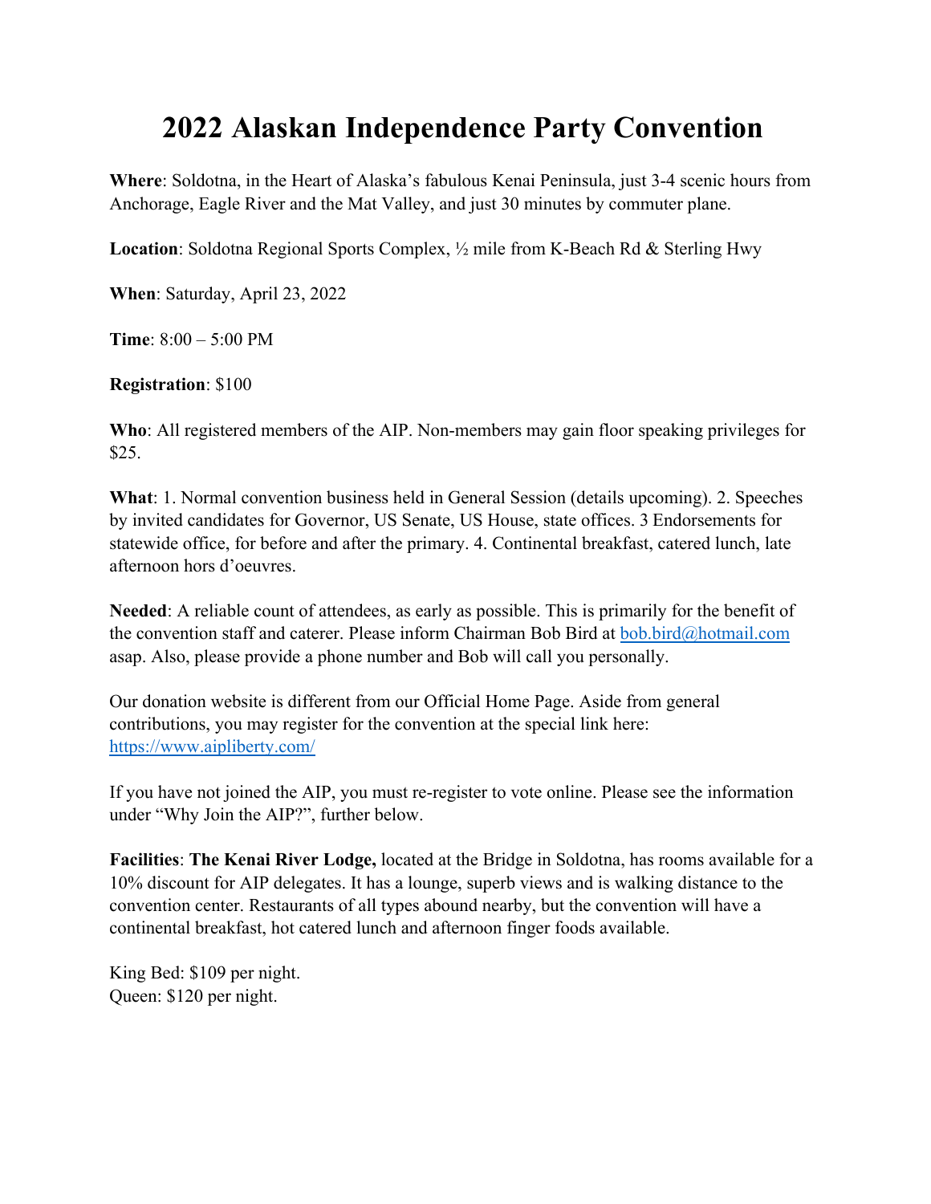# 2022 Alaskan Independence Party Convention

**Where**: Soldotna, in the Heart of Alaska's fabulous Kenai Peninsula, just 3-4 scenic hours from Anchorage, Eagle River and the Mat Valley, and just 30 minutes by commuter plane.

**Location**: Soldotna Regional Sports Complex, ½ mile from K-Beach Rd & Sterling Hwy

**When**: Saturday, April 23, 2022

**Time**: 8:00 – 5:00 PM

**Registration**: $100

**Who**: All registered members of the AIP. Non-members may gain floor speaking privileges for $25.

**What**: 1. Normal convention business held in General Session (details upcoming). 2. Speeches by invited candidates for Governor, US Senate, US House, state offices. 3 Endorsements for statewide office, for before and after the primary. 4. Continental breakfast, catered lunch, late afternoon hors d'oeuvres.

**Needed**: A reliable count of attendees, as early as possible. This is primarily for the benefit of the convention staff and caterer. Please inform Chairman Bob Bird at bob.bird@hotmail.com asap. Also, please provide a phone number and Bob will call you personally.

Our donation website is different from our Official Home Page. Aside from general contributions, you may register for the convention at the special link here: https://www.aipliberty.com/

If you have not joined the AIP, you must re-register to vote online. Please see the information under "Why Join the AIP?", further below.

**Facilities**: **The Kenai River Lodge,** located at the Bridge in Soldotna, has rooms available for a 10% discount for AIP delegates. It has a lounge, superb views and is walking distance to the convention center. Restaurants of all types abound nearby, but the convention will have a continental breakfast, hot catered lunch and afternoon finger foods available.

King Bed: $109 per night.
Queen: $120 per night.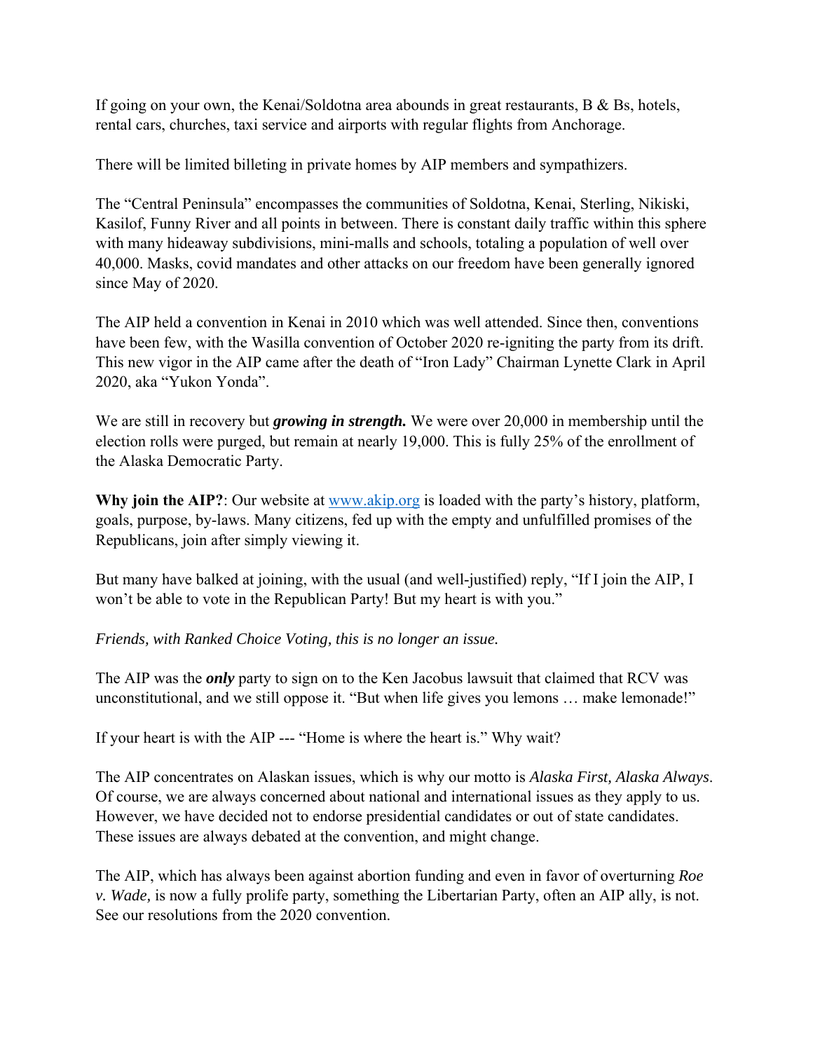If going on your own, the Kenai/Soldotna area abounds in great restaurants, B & Bs, hotels, rental cars, churches, taxi service and airports with regular flights from Anchorage.

There will be limited billeting in private homes by AIP members and sympathizers.

The "Central Peninsula" encompasses the communities of Soldotna, Kenai, Sterling, Nikiski, Kasilof, Funny River and all points in between. There is constant daily traffic within this sphere with many hideaway subdivisions, mini-malls and schools, totaling a population of well over 40,000. Masks, covid mandates and other attacks on our freedom have been generally ignored since May of 2020.

The AIP held a convention in Kenai in 2010 which was well attended. Since then, conventions have been few, with the Wasilla convention of October 2020 re-igniting the party from its drift. This new vigor in the AIP came after the death of "Iron Lady" Chairman Lynette Clark in April 2020, aka "Yukon Yonda".

We are still in recovery but ***growing in strength.*** We were over 20,000 in membership until the election rolls were purged, but remain at nearly 19,000. This is fully 25% of the enrollment of the Alaska Democratic Party.

**Why join the AIP?**: Our website at [www.akip.org](www.akip.org) is loaded with the party's history, platform, goals, purpose, by-laws. Many citizens, fed up with the empty and unfulfilled promises of the Republicans, join after simply viewing it.

But many have balked at joining, with the usual (and well-justified) reply, "If I join the AIP, I won't be able to vote in the Republican Party! But my heart is with you."

*Friends, with Ranked Choice Voting, this is no longer an issue.*

The AIP was the ***only*** party to sign on to the Ken Jacobus lawsuit that claimed that RCV was unconstitutional, and we still oppose it. "But when life gives you lemons … make lemonade!"

If your heart is with the AIP --- "Home is where the heart is." Why wait?

The AIP concentrates on Alaskan issues, which is why our motto is *Alaska First, Alaska Always*. Of course, we are always concerned about national and international issues as they apply to us. However, we have decided not to endorse presidential candidates or out of state candidates. These issues are always debated at the convention, and might change.

The AIP, which has always been against abortion funding and even in favor of overturning *Roe v. Wade,* is now a fully prolife party, something the Libertarian Party, often an AIP ally, is not. See our resolutions from the 2020 convention.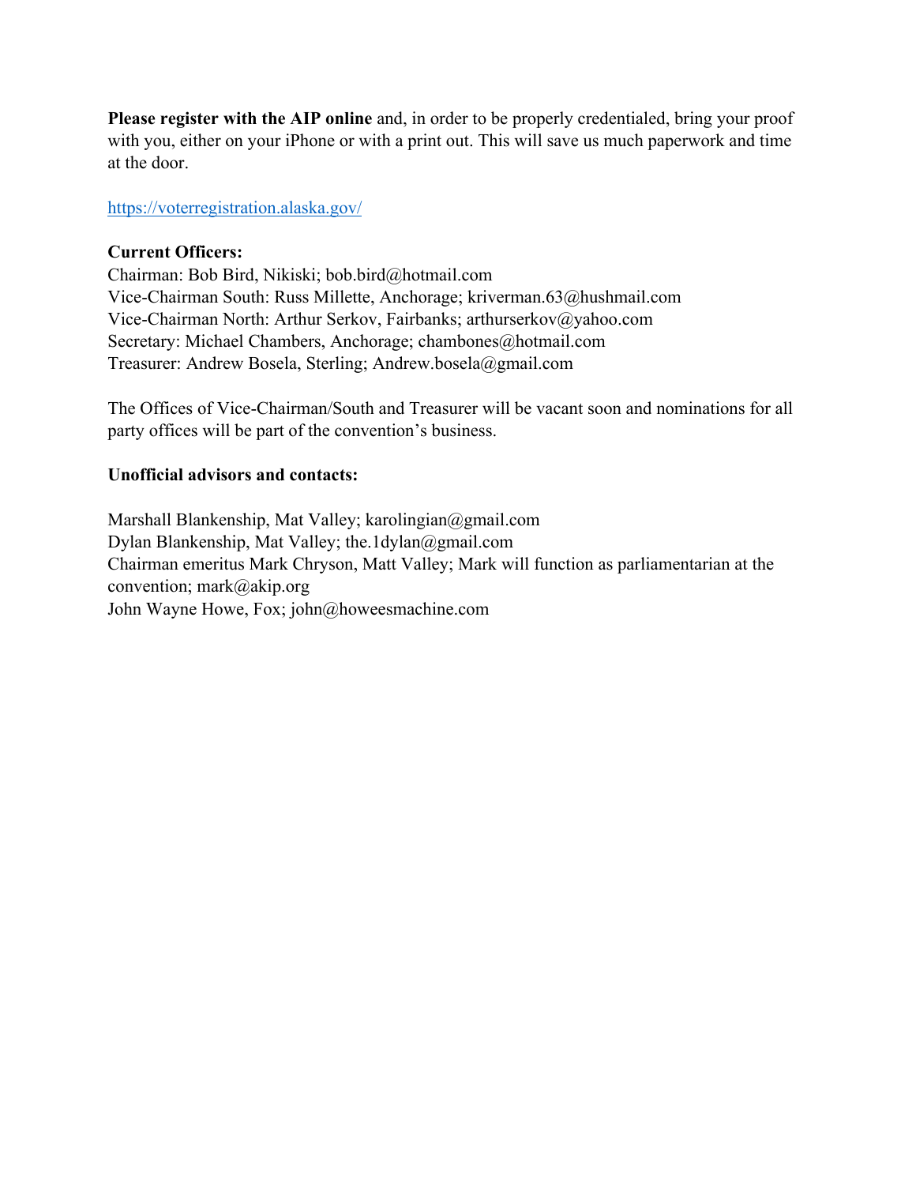**Please register with the AIP online** and, in order to be properly credentialed, bring your proof with you, either on your iPhone or with a print out. This will save us much paperwork and time at the door.

https://voterregistration.alaska.gov/

**Current Officers:**
Chairman: Bob Bird, Nikiski; bob.bird@hotmail.com
Vice-Chairman South: Russ Millette, Anchorage; kriverman.63@hushmail.com
Vice-Chairman North: Arthur Serkov, Fairbanks; arthurserkov@yahoo.com
Secretary: Michael Chambers, Anchorage; chambones@hotmail.com
Treasurer: Andrew Bosela, Sterling; Andrew.bosela@gmail.com

The Offices of Vice-Chairman/South and Treasurer will be vacant soon and nominations for all party offices will be part of the convention's business.

**Unofficial advisors and contacts:**

Marshall Blankenship, Mat Valley; karolingian@gmail.com
Dylan Blankenship, Mat Valley; the.1dylan@gmail.com
Chairman emeritus Mark Chryson, Matt Valley; Mark will function as parliamentarian at the convention; mark@akip.org
John Wayne Howe, Fox; john@howeesmachine.com